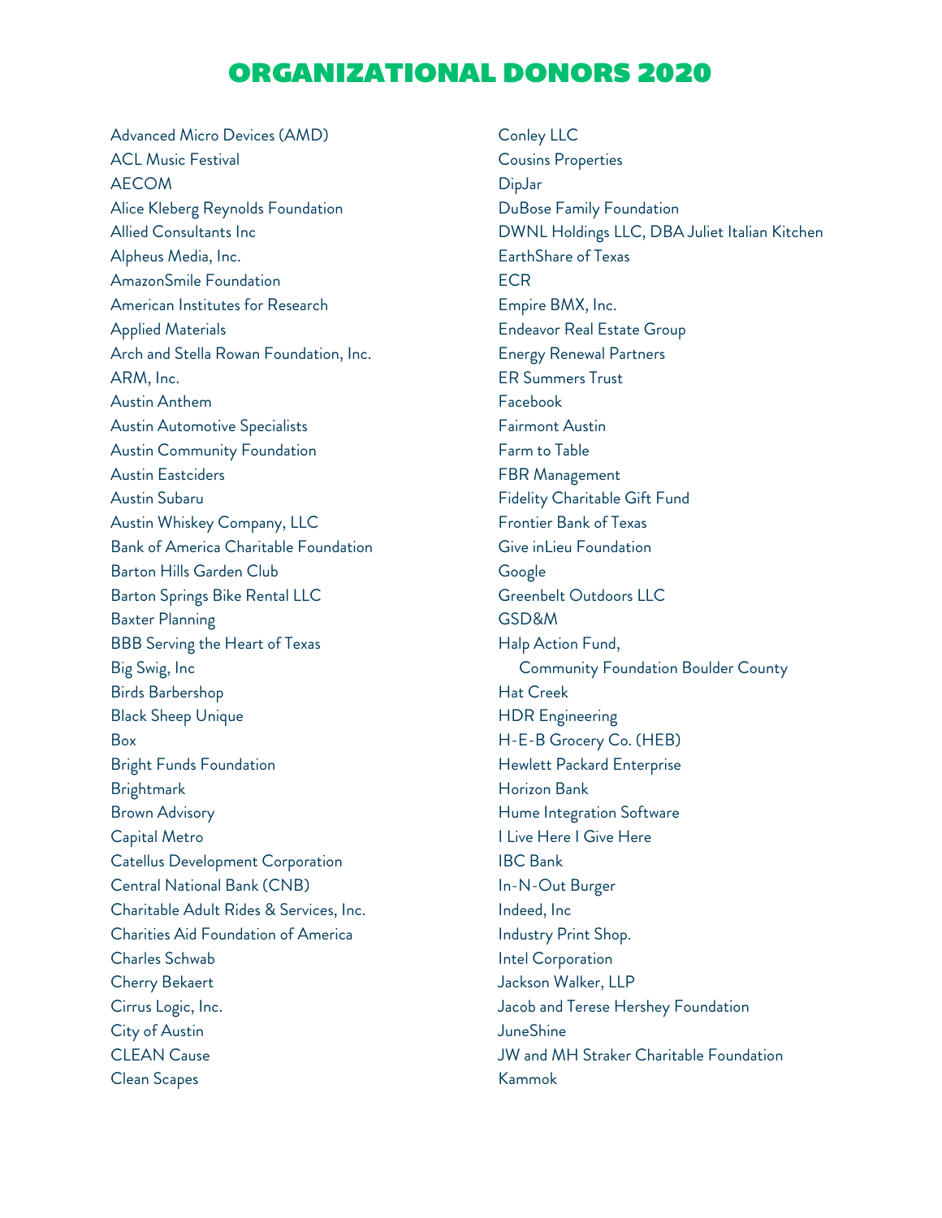# ORGANIZATIONAL DONORS 2020

Advanced Micro Devices (AMD)
ACL Music Festival
AECOM
Alice Kleberg Reynolds Foundation
Allied Consultants Inc
Alpheus Media, Inc.
AmazonSmile Foundation
American Institutes for Research
Applied Materials
Arch and Stella Rowan Foundation, Inc.
ARM, Inc.
Austin Anthem
Austin Automotive Specialists
Austin Community Foundation
Austin Eastciders
Austin Subaru
Austin Whiskey Company, LLC
Bank of America Charitable Foundation
Barton Hills Garden Club
Barton Springs Bike Rental LLC
Baxter Planning
BBB Serving the Heart of Texas
Big Swig, Inc
Birds Barbershop
Black Sheep Unique
Box
Bright Funds Foundation
Brightmark
Brown Advisory
Capital Metro
Catellus Development Corporation
Central National Bank (CNB)
Charitable Adult Rides & Services, Inc.
Charities Aid Foundation of America
Charles Schwab
Cherry Bekaert
Cirrus Logic, Inc.
City of Austin
CLEAN Cause
Clean Scapes
Conley LLC
Cousins Properties
DipJar
DuBose Family Foundation
DWNL Holdings LLC, DBA Juliet Italian Kitchen
EarthShare of Texas
ECR
Empire BMX, Inc.
Endeavor Real Estate Group
Energy Renewal Partners
ER Summers Trust
Facebook
Fairmont Austin
Farm to Table
FBR Management
Fidelity Charitable Gift Fund
Frontier Bank of Texas
Give inLieu Foundation
Google
Greenbelt Outdoors LLC
GSD&M
Halp Action Fund,
Community Foundation Boulder County
Hat Creek
HDR Engineering
H-E-B Grocery Co. (HEB)
Hewlett Packard Enterprise
Horizon Bank
Hume Integration Software
I Live Here I Give Here
IBC Bank
In-N-Out Burger
Indeed, Inc
Industry Print Shop.
Intel Corporation
Jackson Walker, LLP
Jacob and Terese Hershey Foundation
JuneShine
JW and MH Straker Charitable Foundation
Kammok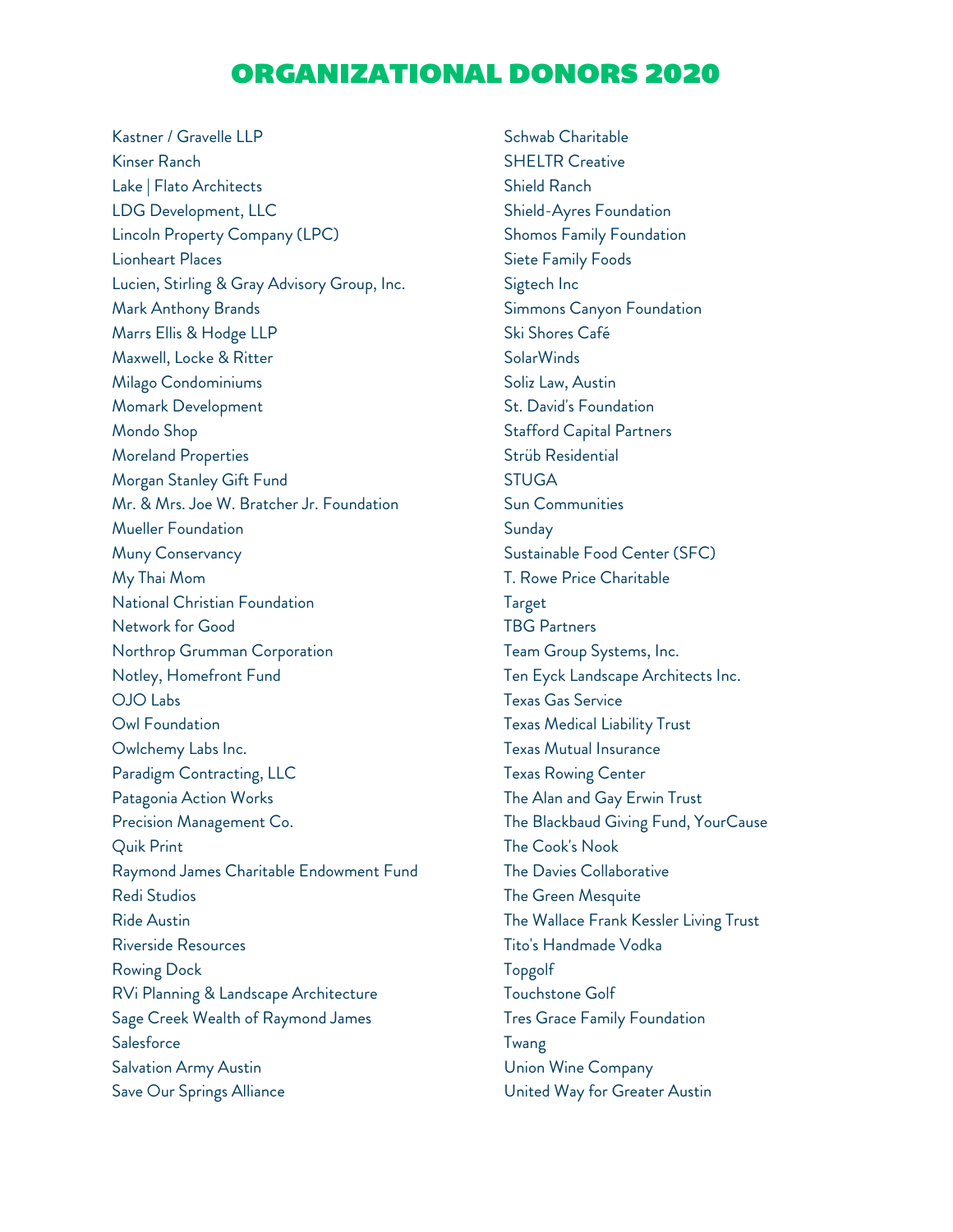# ORGANIZATIONAL DONORS 2020

Kastner / Gravelle LLP
Kinser Ranch
Lake | Flato Architects
LDG Development, LLC
Lincoln Property Company (LPC)
Lionheart Places
Lucien, Stirling & Gray Advisory Group, Inc.
Mark Anthony Brands
Marrs Ellis & Hodge LLP
Maxwell, Locke & Ritter
Milago Condominiums
Momark Development
Mondo Shop
Moreland Properties
Morgan Stanley Gift Fund
Mr. & Mrs. Joe W. Bratcher Jr. Foundation
Mueller Foundation
Muny Conservancy
My Thai Mom
National Christian Foundation
Network for Good
Northrop Grumman Corporation
Notley, Homefront Fund
OJO Labs
Owl Foundation
Owlchemy Labs Inc.
Paradigm Contracting, LLC
Patagonia Action Works
Precision Management Co.
Quik Print
Raymond James Charitable Endowment Fund
Redi Studios
Ride Austin
Riverside Resources
Rowing Dock
RVi Planning & Landscape Architecture
Sage Creek Wealth of Raymond James
Salesforce
Salvation Army Austin
Save Our Springs Alliance
Schwab Charitable
SHELTR Creative
Shield Ranch
Shield-Ayres Foundation
Shomos Family Foundation
Siete Family Foods
Sigtech Inc
Simmons Canyon Foundation
Ski Shores Café
SolarWinds
Soliz Law, Austin
St. David's Foundation
Stafford Capital Partners
Strüb Residential
STUGA
Sun Communities
Sunday
Sustainable Food Center (SFC)
T. Rowe Price Charitable
Target
TBG Partners
Team Group Systems, Inc.
Ten Eyck Landscape Architects Inc.
Texas Gas Service
Texas Medical Liability Trust
Texas Mutual Insurance
Texas Rowing Center
The Alan and Gay Erwin Trust
The Blackbaud Giving Fund, YourCause
The Cook's Nook
The Davies Collaborative
The Green Mesquite
The Wallace Frank Kessler Living Trust
Tito's Handmade Vodka
Topgolf
Touchstone Golf
Tres Grace Family Foundation
Twang
Union Wine Company
United Way for Greater Austin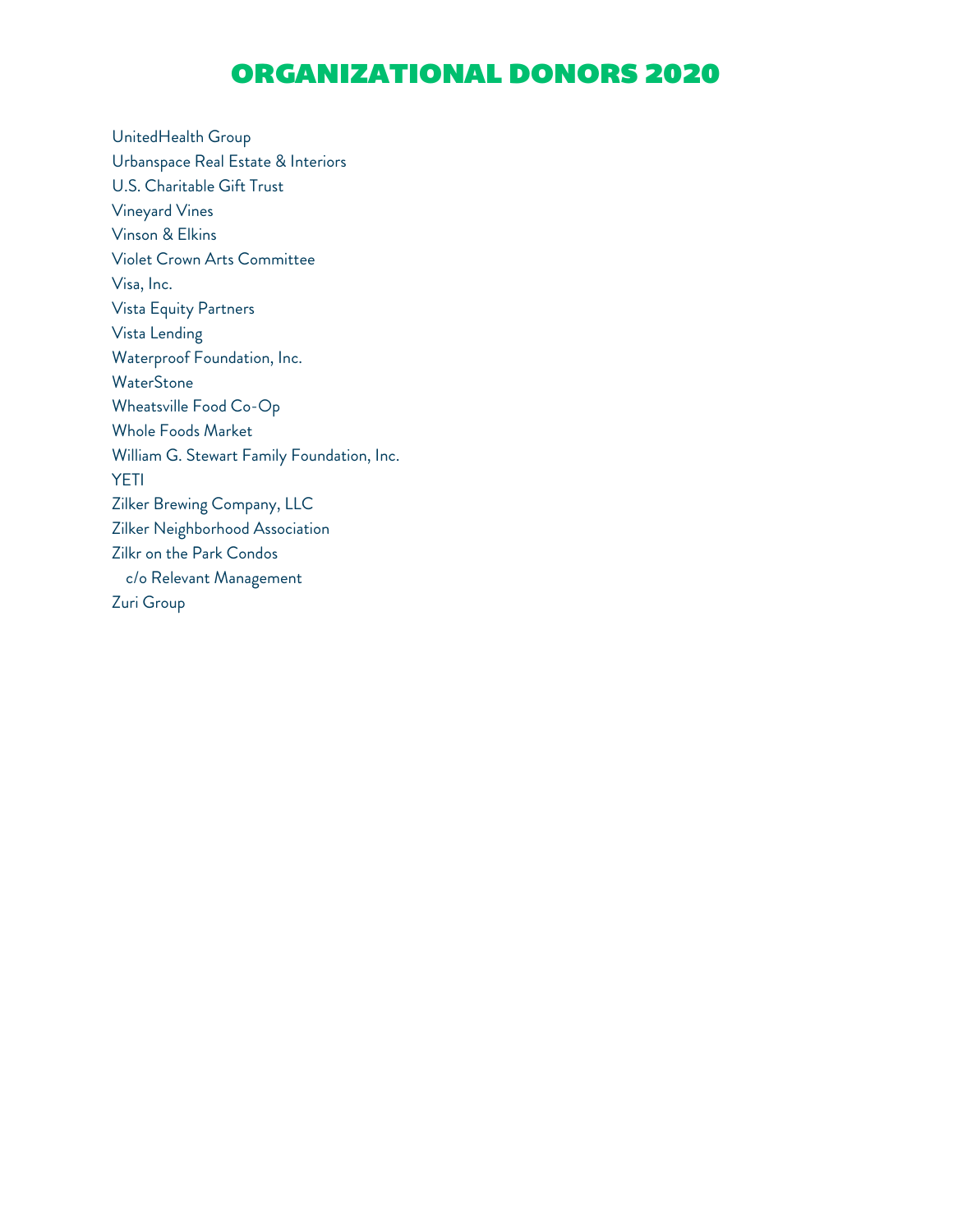# ORGANIZATIONAL DONORS 2020

UnitedHealth Group
Urbanspace Real Estate & Interiors
U.S. Charitable Gift Trust
Vineyard Vines
Vinson & Elkins
Violet Crown Arts Committee
Visa, Inc.
Vista Equity Partners
Vista Lending
Waterproof Foundation, Inc.
WaterStone
Wheatsville Food Co-Op
Whole Foods Market
William G. Stewart Family Foundation, Inc.
YETI
Zilker Brewing Company, LLC
Zilker Neighborhood Association
Zilkr on the Park Condos
  c/o Relevant Management
Zuri Group